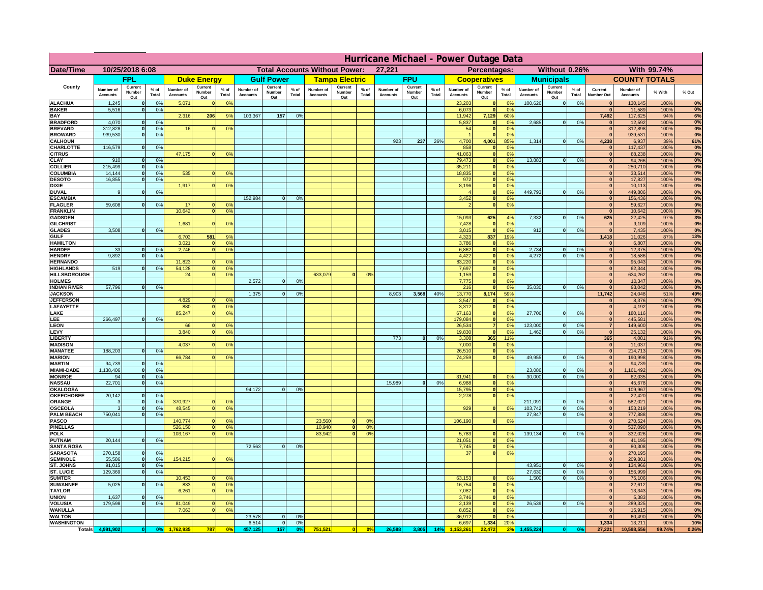# Hurricane Michael - Power Outage Data

| Date/Time | 10/25/2018 6:08 | | | | | | Total Accounts Without Power: | | | 27,221 | | | | | | Percentages: | | | Without 0.26% | | | With 99.74% | | | |
|---|---|---|---|---|---|---|---|---|---|---|---|---|---|---|---|---|---|---|---|---|---|---|---|---|---|
| | FPL | | | Duke Energy | | | Gulf Power | | | Tampa Electric | | | FPU | | | Cooperatives | | | Municipals | | | COUNTY TOTALS | | | |
| County | Number of Accounts | Current Number Out | % of Total | Number of Accounts | Current Number Out | % of Total | Number of Accounts | Current Number Out | % of Total | Number of Accounts | Current Number Out | % of Total | Number of Accounts | Current Number Out | % of Total | Number of Accounts | Current Number Out | % of Total | Number of Accounts | Current Number Out | % of Total | Current Number Out | Number of Accounts | % With | % Out |
| ALACHUA | 1,245 | 0 | 0% | 5,071 | 0 | 0% | | | | | | | | | | 23,203 | 0 | 0% | 100,626 | 0 | 0% | 0 | 130,145 | 100% | 0% |
| BAKER | 5,516 | 0 | 0% | | | | | | | | | | | | | 6,073 | 0 | 0% | | | | 0 | 11,589 | 100% | 0% |
| BAY | | | | 2,316 | 206 | 9% | 103,367 | 157 | 0% | | | | | | | 11,942 | 7,129 | 60% | | | | 7,492 | 117,625 | 94% | 6% |
| BRADFORD | 4,070 | 0 | 0% | | | | | | | | | | | | | 5,837 | 0 | 0% | 2,685 | 0 | 0% | 0 | 12,592 | 100% | 0% |
| BREVARD | 312,828 | 0 | 0% | 16 | 0 | 0% | | | | | | | | | | 54 | 0 | 0% | | | | 0 | 312,898 | 100% | 0% |
| BROWARD | 939,530 | 0 | 0% | | | | | | | | | | | | | 1 | 0 | 0% | | | | 0 | 939,531 | 100% | 0% |
| CALHOUN | | | | | | | | | | | | | 923 | 237 | 26% | 4,700 | 4,001 | 85% | 1,314 | 0 | 0% | 4,238 | 6,937 | 39% | 61% |
| CHARLOTTE | 116,579 | 0 | 0% | | | | | | | | | | | | | 858 | 0 | 0% | | | | 0 | 117,437 | 100% | 0% |
| CITRUS | | | | 47,175 | 0 | 0% | | | | | | | | | | 41,063 | 0 | 0% | | | | 0 | 88,238 | 100% | 0% |
| CLAY | 910 | 0 | 0% | | | | | | | | | | | | | 79,473 | 0 | 0% | 13,883 | 0 | 0% | 0 | 94,266 | 100% | 0% |
| COLLIER | 215,499 | 0 | 0% | | | | | | | | | | | | | 35,211 | 0 | 0% | | | | 0 | 250,710 | 100% | 0% |
| COLUMBIA | 14,144 | 0 | 0% | 535 | 0 | 0% | | | | | | | | | | 18,835 | 0 | 0% | | | | 0 | 33,514 | 100% | 0% |
| DESOTO | 16,855 | 0 | 0% | | | | | | | | | | | | | 972 | 0 | 0% | | | | 0 | 17,827 | 100% | 0% |
| DIXIE | | | | 1,917 | 0 | 0% | | | | | | | | | | 8,196 | 0 | 0% | | | | 0 | 10,113 | 100% | 0% |
| DUVAL | 9 | 0 | 0% | | | | | | | | | | | | | 4 | 0 | 0% | 449,793 | 0 | 0% | 0 | 449,806 | 100% | 0% |
| ESCAMBIA | | | | | | | 152,984 | 0 | 0% | | | | | | | 3,452 | 0 | 0% | | | | 0 | 156,436 | 100% | 0% |
| FLAGLER | 59,608 | 0 | 0% | 17 | 0 | 0% | | | | | | | | | | 2 | 0 | 0% | | | | 0 | 59,627 | 100% | 0% |
| FRANKLIN | | | | 10,642 | 0 | 0% | | | | | | | | | | | | | | | | 0 | 10,642 | 100% | 0% |
| GADSDEN | | | | | | | | | | | | | | | | 15,093 | 625 | 4% | 7,332 | 0 | 0% | 625 | 22,425 | 97% | 3% |
| GILCHRIST | | | | 1,681 | 0 | 0% | | | | | | | | | | 7,428 | 0 | 0% | | | | 0 | 9,109 | 100% | 0% |
| GLADES | 3,508 | 0 | 0% | | | | | | | | | | | | | 3,015 | 0 | 0% | 912 | 0 | 0% | 0 | 7,435 | 100% | 0% |
| GULF | | | | 6,703 | 581 | 9% | | | | | | | | | | 4,323 | 837 | 19% | | | | 1,418 | 11,026 | 87% | 13% |
| HAMILTON | | | | 3,021 | 0 | 0% | | | | | | | | | | 3,786 | 0 | 0% | | | | 0 | 6,807 | 100% | 0% |
| HARDEE | 33 | 0 | 0% | 2,746 | 0 | 0% | | | | | | | | | | 6,862 | 0 | 0% | 2,734 | 0 | 0% | 0 | 12,375 | 100% | 0% |
| HENDRY | 9,892 | 0 | 0% | | | | | | | | | | | | | 4,422 | 0 | 0% | 4,272 | 0 | 0% | 0 | 18,586 | 100% | 0% |
| HERNANDO | | | | 11,823 | 0 | 0% | | | | | | | | | | 83,220 | 0 | 0% | | | | 0 | 95,043 | 100% | 0% |
| HIGHLANDS | 519 | 0 | 0% | 54,128 | 0 | 0% | | | | | | | | | | 7,697 | 0 | 0% | | | | 0 | 62,344 | 100% | 0% |
| HILLSBOROUGH | | | | 24 | 0 | 0% | | | | 633,079 | 0 | 0% | | | | 1,159 | 0 | 0% | | | | 0 | 634,262 | 100% | 0% |
| HOLMES | | | | | | | 2,572 | 0 | 0% | | | | | | | 7,775 | 0 | 0% | | | | 0 | 10,347 | 100% | 0% |
| INDIAN RIVER | 57,796 | 0 | 0% | | | | | | | | | | | | | 216 | 0 | 0% | 35,030 | 0 | 0% | 0 | 93,042 | 100% | 0% |
| JACKSON | | | | | | | 1,375 | 0 | 0% | | | | 8,903 | 3,568 | 40% | 13,770 | 8,174 | 59% | | | | 11,742 | 24,048 | 51% | 49% |
| JEFFERSON | | | | 4,829 | 0 | 0% | | | | | | | | | | 3,547 | 0 | 0% | | | | 0 | 8,376 | 100% | 0% |
| LAFAYETTE | | | | 880 | 0 | 0% | | | | | | | | | | 3,312 | 0 | 0% | | | | 0 | 4,192 | 100% | 0% |
| LAKE | | | | 85,247 | 0 | 0% | | | | | | | | | | 67,163 | 0 | 0% | 27,706 | 0 | 0% | 0 | 180,116 | 100% | 0% |
| LEE | 266,497 | 0 | 0% | | | | | | | | | | | | | 179,084 | 0 | 0% | | | | 0 | 445,581 | 100% | 0% |
| LEON | | | | 66 | 0 | 0% | | | | | | | | | | 26,534 | 7 | 0% | 123,000 | 0 | 0% | 7 | 149,600 | 100% | 0% |
| LEVY | | | | 3,840 | 0 | 0% | | | | | | | | | | 19,830 | 0 | 0% | 1,462 | 0 | 0% | 0 | 25,132 | 100% | 0% |
| LIBERTY | | | | | | | | | | | | | 773 | 0 | 0% | 3,308 | 365 | 11% | | | | 365 | 4,081 | 91% | 9% |
| MADISON | | | | 4,037 | 0 | 0% | | | | | | | | | | 7,000 | 0 | 0% | | | | 0 | 11,037 | 100% | 0% |
| MANATEE | 188,203 | 0 | 0% | | | | | | | | | | | | | 26,510 | 0 | 0% | | | | 0 | 214,713 | 100% | 0% |
| MARION | | | | 66,784 | 0 | 0% | | | | | | | | | | 74,259 | 0 | 0% | 49,955 | 0 | 0% | 0 | 190,998 | 100% | 0% |
| MARTIN | 94,739 | 0 | 0% | | | | | | | | | | | | | | | | | | | 0 | 94,739 | 100% | 0% |
| MIAMI-DADE | 1,138,406 | 0 | 0% | | | | | | | | | | | | | | | | 23,086 | 0 | 0% | 0 | 1,161,492 | 100% | 0% |
| MONROE | 94 | 0 | 0% | | | | | | | | | | | | | 31,941 | 0 | 0% | 30,000 | 0 | 0% | 0 | 62,035 | 100% | 0% |
| NASSAU | 22,701 | 0 | 0% | | | | | | | | | | 15,989 | 0 | 0% | 6,988 | 0 | 0% | | | | 0 | 45,678 | 100% | 0% |
| OKALOOSA | | | | | | | 94,172 | 0 | 0% | | | | | | | 15,795 | 0 | 0% | | | | 0 | 109,967 | 100% | 0% |
| OKEECHOBEE | 20,142 | 0 | 0% | | | | | | | | | | | | | 2,278 | 0 | 0% | | | | 0 | 22,420 | 100% | 0% |
| ORANGE | 3 | 0 | 0% | 370,927 | 0 | 0% | | | | | | | | | | | | | 211,091 | 0 | 0% | 0 | 582,021 | 100% | 0% |
| OSCEOLA | 3 | 0 | 0% | 48,545 | 0 | 0% | | | | | | | | | | 929 | 0 | 0% | 103,742 | 0 | 0% | 0 | 153,219 | 100% | 0% |
| PALM BEACH | 750,041 | 0 | 0% | | | | | | | | | | | | | | | | 27,847 | 0 | 0% | 0 | 777,888 | 100% | 0% |
| PASCO | | | | 140,774 | 0 | 0% | | | | 23,560 | 0 | 0% | | | | 106,190 | 0 | 0% | | | | 0 | 270,524 | 100% | 0% |
| PINELLAS | | | | 526,150 | 0 | 0% | | | | 10,940 | 0 | 0% | | | | | | | | | | 0 | 537,090 | 100% | 0% |
| POLK | | | | 103,167 | 0 | 0% | | | | 83,942 | 0 | 0% | | | | 5,783 | 0 | 0% | 139,134 | 0 | 0% | 0 | 332,026 | 100% | 0% |
| PUTNAM | 20,144 | 0 | 0% | | | | | | | | | | | | | 21,051 | 0 | 0% | | | | 0 | 41,195 | 100% | 0% |
| SANTA ROSA | | | | | | | 72,563 | 0 | 0% | | | | | | | 7,745 | 0 | 0% | | | | 0 | 80,308 | 100% | 0% |
| SARASOTA | 270,158 | 0 | 0% | | | | | | | | | | | | | 37 | 0 | 0% | | | | 0 | 270,195 | 100% | 0% |
| SEMINOLE | 55,586 | 0 | 0% | 154,215 | 0 | 0% | | | | | | | | | | | | | | | | 0 | 209,801 | 100% | 0% |
| ST. JOHNS | 91,015 | 0 | 0% | | | | | | | | | | | | | | | | 43,951 | 0 | 0% | 0 | 134,966 | 100% | 0% |
| ST. LUCIE | 129,369 | 0 | 0% | | | | | | | | | | | | | | | | 27,630 | 0 | 0% | 0 | 156,999 | 100% | 0% |
| SUMTER | | | | 10,453 | 0 | 0% | | | | | | | | | | 63,153 | 0 | 0% | 1,500 | 0 | 0% | 0 | 75,106 | 100% | 0% |
| SUWANNEE | 5,025 | 0 | 0% | 833 | 0 | 0% | | | | | | | | | | 16,754 | 0 | 0% | | | | 0 | 22,612 | 100% | 0% |
| TAYLOR | | | | 6,261 | 0 | 0% | | | | | | | | | | 7,082 | 0 | 0% | | | | 0 | 13,343 | 100% | 0% |
| UNION | 1,637 | 0 | 0% | | | | | | | | | | | | | 3,746 | 0 | 0% | | | | 0 | 5,383 | 100% | 0% |
| VOLUSIA | 179,598 | 0 | 0% | 81,049 | 0 | 0% | | | | | | | | | | 2,139 | 0 | 0% | 26,539 | 0 | 0% | 0 | 289,325 | 100% | 0% |
| WAKULLA | | | | 7,063 | 0 | 0% | | | | | | | | | | 8,852 | 0 | 0% | | | | 0 | 15,915 | 100% | 0% |
| WALTON | | | | | | | 23,578 | 0 | 0% | | | | | | | 36,912 | 0 | 0% | | | | 0 | 60,490 | 100% | 0% |
| WASHINGTON | | | | | | | 6,514 | 0 | 0% | | | | | | | 6,697 | 1,334 | 20% | | | | 1,334 | 13,211 | 90% | 10% |
| Totals | 4,991,902 | 0 | 0% | 1,762,935 | 787 | 0% | 457,125 | 157 | 0% | 751,521 | 0 | 0% | 26,588 | 3,805 | 14% | 1,153,261 | 22,472 | 2% | 1,455,224 | 0 | 0% | 27,221 | 10,598,556 | 99.74% | 0.26% |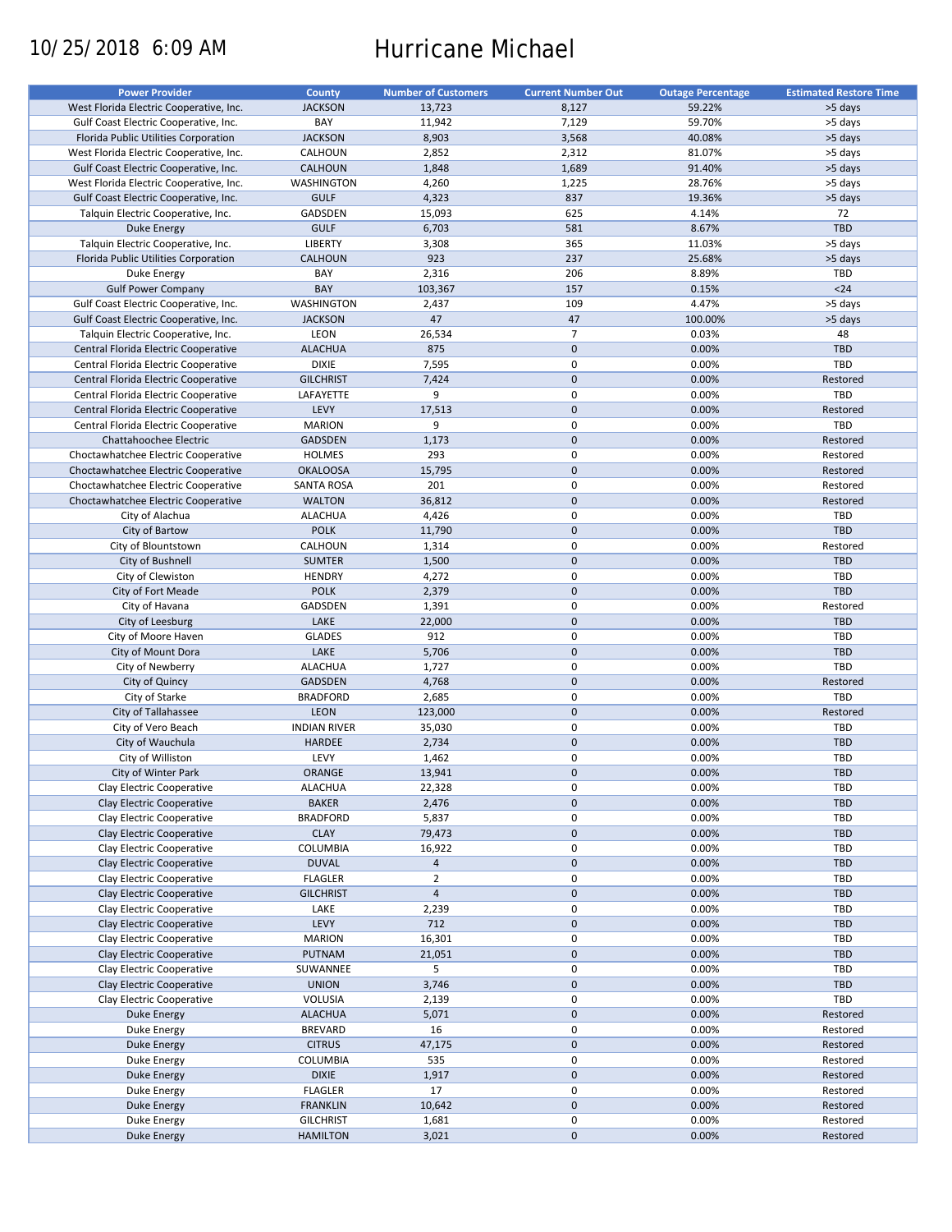10/25/2018 6:09 AM

# Hurricane Michael

| Power Provider | County | Number of Customers | Current Number Out | Outage Percentage | Estimated Restore Time |
|---|---|---|---|---|---|
| West Florida Electric Cooperative, Inc. | JACKSON | 13,723 | 8,127 | 59.22% | >5 days |
| Gulf Coast Electric Cooperative, Inc. | BAY | 11,942 | 7,129 | 59.70% | >5 days |
| Florida Public Utilities Corporation | JACKSON | 8,903 | 3,568 | 40.08% | >5 days |
| West Florida Electric Cooperative, Inc. | CALHOUN | 2,852 | 2,312 | 81.07% | >5 days |
| Gulf Coast Electric Cooperative, Inc. | CALHOUN | 1,848 | 1,689 | 91.40% | >5 days |
| West Florida Electric Cooperative, Inc. | WASHINGTON | 4,260 | 1,225 | 28.76% | >5 days |
| Gulf Coast Electric Cooperative, Inc. | GULF | 4,323 | 837 | 19.36% | >5 days |
| Talquin Electric Cooperative, Inc. | GADSDEN | 15,093 | 625 | 4.14% | 72 |
| Duke Energy | GULF | 6,703 | 581 | 8.67% | TBD |
| Talquin Electric Cooperative, Inc. | LIBERTY | 3,308 | 365 | 11.03% | >5 days |
| Florida Public Utilities Corporation | CALHOUN | 923 | 237 | 25.68% | >5 days |
| Duke Energy | BAY | 2,316 | 206 | 8.89% | TBD |
| Gulf Power Company | BAY | 103,367 | 157 | 0.15% | <24 |
| Gulf Coast Electric Cooperative, Inc. | WASHINGTON | 2,437 | 109 | 4.47% | >5 days |
| Gulf Coast Electric Cooperative, Inc. | JACKSON | 47 | 47 | 100.00% | >5 days |
| Talquin Electric Cooperative, Inc. | LEON | 26,534 | 7 | 0.03% | 48 |
| Central Florida Electric Cooperative | ALACHUA | 875 | 0 | 0.00% | TBD |
| Central Florida Electric Cooperative | DIXIE | 7,595 | 0 | 0.00% | TBD |
| Central Florida Electric Cooperative | GILCHRIST | 7,424 | 0 | 0.00% | Restored |
| Central Florida Electric Cooperative | LAFAYETTE | 9 | 0 | 0.00% | TBD |
| Central Florida Electric Cooperative | LEVY | 17,513 | 0 | 0.00% | Restored |
| Central Florida Electric Cooperative | MARION | 9 | 0 | 0.00% | TBD |
| Chattahoochee Electric | GADSDEN | 1,173 | 0 | 0.00% | Restored |
| Choctawhatchee Electric Cooperative | HOLMES | 293 | 0 | 0.00% | Restored |
| Choctawhatchee Electric Cooperative | OKALOOSA | 15,795 | 0 | 0.00% | Restored |
| Choctawhatchee Electric Cooperative | SANTA ROSA | 201 | 0 | 0.00% | Restored |
| Choctawhatchee Electric Cooperative | WALTON | 36,812 | 0 | 0.00% | Restored |
| City of Alachua | ALACHUA | 4,426 | 0 | 0.00% | TBD |
| City of Bartow | POLK | 11,790 | 0 | 0.00% | TBD |
| City of Blountstown | CALHOUN | 1,314 | 0 | 0.00% | Restored |
| City of Bushnell | SUMTER | 1,500 | 0 | 0.00% | TBD |
| City of Clewiston | HENDRY | 4,272 | 0 | 0.00% | TBD |
| City of Fort Meade | POLK | 2,379 | 0 | 0.00% | TBD |
| City of Havana | GADSDEN | 1,391 | 0 | 0.00% | Restored |
| City of Leesburg | LAKE | 22,000 | 0 | 0.00% | TBD |
| City of Moore Haven | GLADES | 912 | 0 | 0.00% | TBD |
| City of Mount Dora | LAKE | 5,706 | 0 | 0.00% | TBD |
| City of Newberry | ALACHUA | 1,727 | 0 | 0.00% | TBD |
| City of Quincy | GADSDEN | 4,768 | 0 | 0.00% | Restored |
| City of Starke | BRADFORD | 2,685 | 0 | 0.00% | TBD |
| City of Tallahassee | LEON | 123,000 | 0 | 0.00% | Restored |
| City of Vero Beach | INDIAN RIVER | 35,030 | 0 | 0.00% | TBD |
| City of Wauchula | HARDEE | 2,734 | 0 | 0.00% | TBD |
| City of Williston | LEVY | 1,462 | 0 | 0.00% | TBD |
| City of Winter Park | ORANGE | 13,941 | 0 | 0.00% | TBD |
| Clay Electric Cooperative | ALACHUA | 22,328 | 0 | 0.00% | TBD |
| Clay Electric Cooperative | BAKER | 2,476 | 0 | 0.00% | TBD |
| Clay Electric Cooperative | BRADFORD | 5,837 | 0 | 0.00% | TBD |
| Clay Electric Cooperative | CLAY | 79,473 | 0 | 0.00% | TBD |
| Clay Electric Cooperative | COLUMBIA | 16,922 | 0 | 0.00% | TBD |
| Clay Electric Cooperative | DUVAL | 4 | 0 | 0.00% | TBD |
| Clay Electric Cooperative | FLAGLER | 2 | 0 | 0.00% | TBD |
| Clay Electric Cooperative | GILCHRIST | 4 | 0 | 0.00% | TBD |
| Clay Electric Cooperative | LAKE | 2,239 | 0 | 0.00% | TBD |
| Clay Electric Cooperative | LEVY | 712 | 0 | 0.00% | TBD |
| Clay Electric Cooperative | MARION | 16,301 | 0 | 0.00% | TBD |
| Clay Electric Cooperative | PUTNAM | 21,051 | 0 | 0.00% | TBD |
| Clay Electric Cooperative | SUWANNEE | 5 | 0 | 0.00% | TBD |
| Clay Electric Cooperative | UNION | 3,746 | 0 | 0.00% | TBD |
| Clay Electric Cooperative | VOLUSIA | 2,139 | 0 | 0.00% | TBD |
| Duke Energy | ALACHUA | 5,071 | 0 | 0.00% | Restored |
| Duke Energy | BREVARD | 16 | 0 | 0.00% | Restored |
| Duke Energy | CITRUS | 47,175 | 0 | 0.00% | Restored |
| Duke Energy | COLUMBIA | 535 | 0 | 0.00% | Restored |
| Duke Energy | DIXIE | 1,917 | 0 | 0.00% | Restored |
| Duke Energy | FLAGLER | 17 | 0 | 0.00% | Restored |
| Duke Energy | FRANKLIN | 10,642 | 0 | 0.00% | Restored |
| Duke Energy | GILCHRIST | 1,681 | 0 | 0.00% | Restored |
| Duke Energy | HAMILTON | 3,021 | 0 | 0.00% | Restored |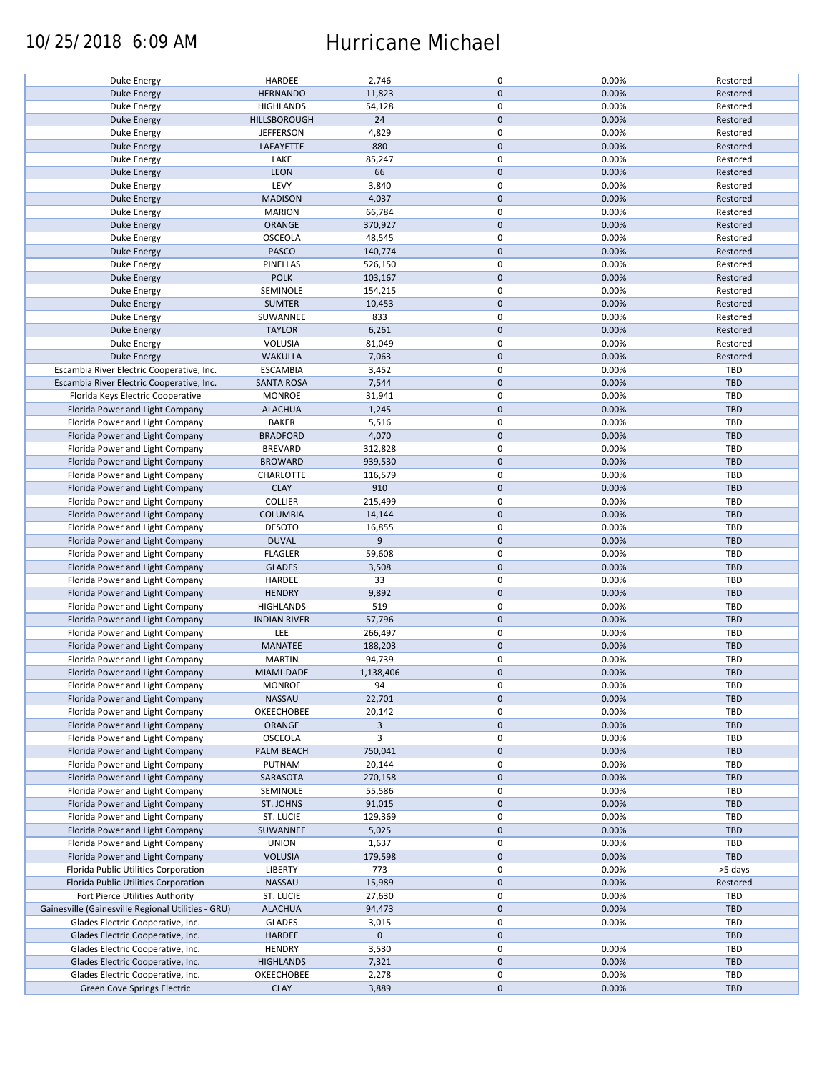| | | | | | |
|---|---|---|---|---|---|
| Duke Energy | HARDEE | 2,746 | 0 | 0.00% | Restored |
| Duke Energy | HERNANDO | 11,823 | 0 | 0.00% | Restored |
| Duke Energy | HIGHLANDS | 54,128 | 0 | 0.00% | Restored |
| Duke Energy | HILLSBOROUGH | 24 | 0 | 0.00% | Restored |
| Duke Energy | JEFFERSON | 4,829 | 0 | 0.00% | Restored |
| Duke Energy | LAFAYETTE | 880 | 0 | 0.00% | Restored |
| Duke Energy | LAKE | 85,247 | 0 | 0.00% | Restored |
| Duke Energy | LEON | 66 | 0 | 0.00% | Restored |
| Duke Energy | LEVY | 3,840 | 0 | 0.00% | Restored |
| Duke Energy | MADISON | 4,037 | 0 | 0.00% | Restored |
| Duke Energy | MARION | 66,784 | 0 | 0.00% | Restored |
| Duke Energy | ORANGE | 370,927 | 0 | 0.00% | Restored |
| Duke Energy | OSCEOLA | 48,545 | 0 | 0.00% | Restored |
| Duke Energy | PASCO | 140,774 | 0 | 0.00% | Restored |
| Duke Energy | PINELLAS | 526,150 | 0 | 0.00% | Restored |
| Duke Energy | POLK | 103,167 | 0 | 0.00% | Restored |
| Duke Energy | SEMINOLE | 154,215 | 0 | 0.00% | Restored |
| Duke Energy | SUMTER | 10,453 | 0 | 0.00% | Restored |
| Duke Energy | SUWANNEE | 833 | 0 | 0.00% | Restored |
| Duke Energy | TAYLOR | 6,261 | 0 | 0.00% | Restored |
| Duke Energy | VOLUSIA | 81,049 | 0 | 0.00% | Restored |
| Duke Energy | WAKULLA | 7,063 | 0 | 0.00% | Restored |
| Escambia River Electric Cooperative, Inc. | ESCAMBIA | 3,452 | 0 | 0.00% | TBD |
| Escambia River Electric Cooperative, Inc. | SANTA ROSA | 7,544 | 0 | 0.00% | TBD |
| Florida Keys Electric Cooperative | MONROE | 31,941 | 0 | 0.00% | TBD |
| Florida Power and Light Company | ALACHUA | 1,245 | 0 | 0.00% | TBD |
| Florida Power and Light Company | BAKER | 5,516 | 0 | 0.00% | TBD |
| Florida Power and Light Company | BRADFORD | 4,070 | 0 | 0.00% | TBD |
| Florida Power and Light Company | BREVARD | 312,828 | 0 | 0.00% | TBD |
| Florida Power and Light Company | BROWARD | 939,530 | 0 | 0.00% | TBD |
| Florida Power and Light Company | CHARLOTTE | 116,579 | 0 | 0.00% | TBD |
| Florida Power and Light Company | CLAY | 910 | 0 | 0.00% | TBD |
| Florida Power and Light Company | COLLIER | 215,499 | 0 | 0.00% | TBD |
| Florida Power and Light Company | COLUMBIA | 14,144 | 0 | 0.00% | TBD |
| Florida Power and Light Company | DESOTO | 16,855 | 0 | 0.00% | TBD |
| Florida Power and Light Company | DUVAL | 9 | 0 | 0.00% | TBD |
| Florida Power and Light Company | FLAGLER | 59,608 | 0 | 0.00% | TBD |
| Florida Power and Light Company | GLADES | 3,508 | 0 | 0.00% | TBD |
| Florida Power and Light Company | HARDEE | 33 | 0 | 0.00% | TBD |
| Florida Power and Light Company | HENDRY | 9,892 | 0 | 0.00% | TBD |
| Florida Power and Light Company | HIGHLANDS | 519 | 0 | 0.00% | TBD |
| Florida Power and Light Company | INDIAN RIVER | 57,796 | 0 | 0.00% | TBD |
| Florida Power and Light Company | LEE | 266,497 | 0 | 0.00% | TBD |
| Florida Power and Light Company | MANATEE | 188,203 | 0 | 0.00% | TBD |
| Florida Power and Light Company | MARTIN | 94,739 | 0 | 0.00% | TBD |
| Florida Power and Light Company | MIAMI-DADE | 1,138,406 | 0 | 0.00% | TBD |
| Florida Power and Light Company | MONROE | 94 | 0 | 0.00% | TBD |
| Florida Power and Light Company | NASSAU | 22,701 | 0 | 0.00% | TBD |
| Florida Power and Light Company | OKEECHOBEE | 20,142 | 0 | 0.00% | TBD |
| Florida Power and Light Company | ORANGE | 3 | 0 | 0.00% | TBD |
| Florida Power and Light Company | OSCEOLA | 3 | 0 | 0.00% | TBD |
| Florida Power and Light Company | PALM BEACH | 750,041 | 0 | 0.00% | TBD |
| Florida Power and Light Company | PUTNAM | 20,144 | 0 | 0.00% | TBD |
| Florida Power and Light Company | SARASOTA | 270,158 | 0 | 0.00% | TBD |
| Florida Power and Light Company | SEMINOLE | 55,586 | 0 | 0.00% | TBD |
| Florida Power and Light Company | ST. JOHNS | 91,015 | 0 | 0.00% | TBD |
| Florida Power and Light Company | ST. LUCIE | 129,369 | 0 | 0.00% | TBD |
| Florida Power and Light Company | SUWANNEE | 5,025 | 0 | 0.00% | TBD |
| Florida Power and Light Company | UNION | 1,637 | 0 | 0.00% | TBD |
| Florida Power and Light Company | VOLUSIA | 179,598 | 0 | 0.00% | TBD |
| Florida Public Utilities Corporation | LIBERTY | 773 | 0 | 0.00% | >5 days |
| Florida Public Utilities Corporation | NASSAU | 15,989 | 0 | 0.00% | Restored |
| Fort Pierce Utilities Authority | ST. LUCIE | 27,630 | 0 | 0.00% | TBD |
| Gainesville (Gainesville Regional Utilities - GRU) | ALACHUA | 94,473 | 0 | 0.00% | TBD |
| Glades Electric Cooperative, Inc. | GLADES | 3,015 | 0 | 0.00% | TBD |
| Glades Electric Cooperative, Inc. | HARDEE | 0 | 0 | | TBD |
| Glades Electric Cooperative, Inc. | HENDRY | 3,530 | 0 | 0.00% | TBD |
| Glades Electric Cooperative, Inc. | HIGHLANDS | 7,321 | 0 | 0.00% | TBD |
| Glades Electric Cooperative, Inc. | OKEECHOBEE | 2,278 | 0 | 0.00% | TBD |
| Green Cove Springs Electric | CLAY | 3,889 | 0 | 0.00% | TBD |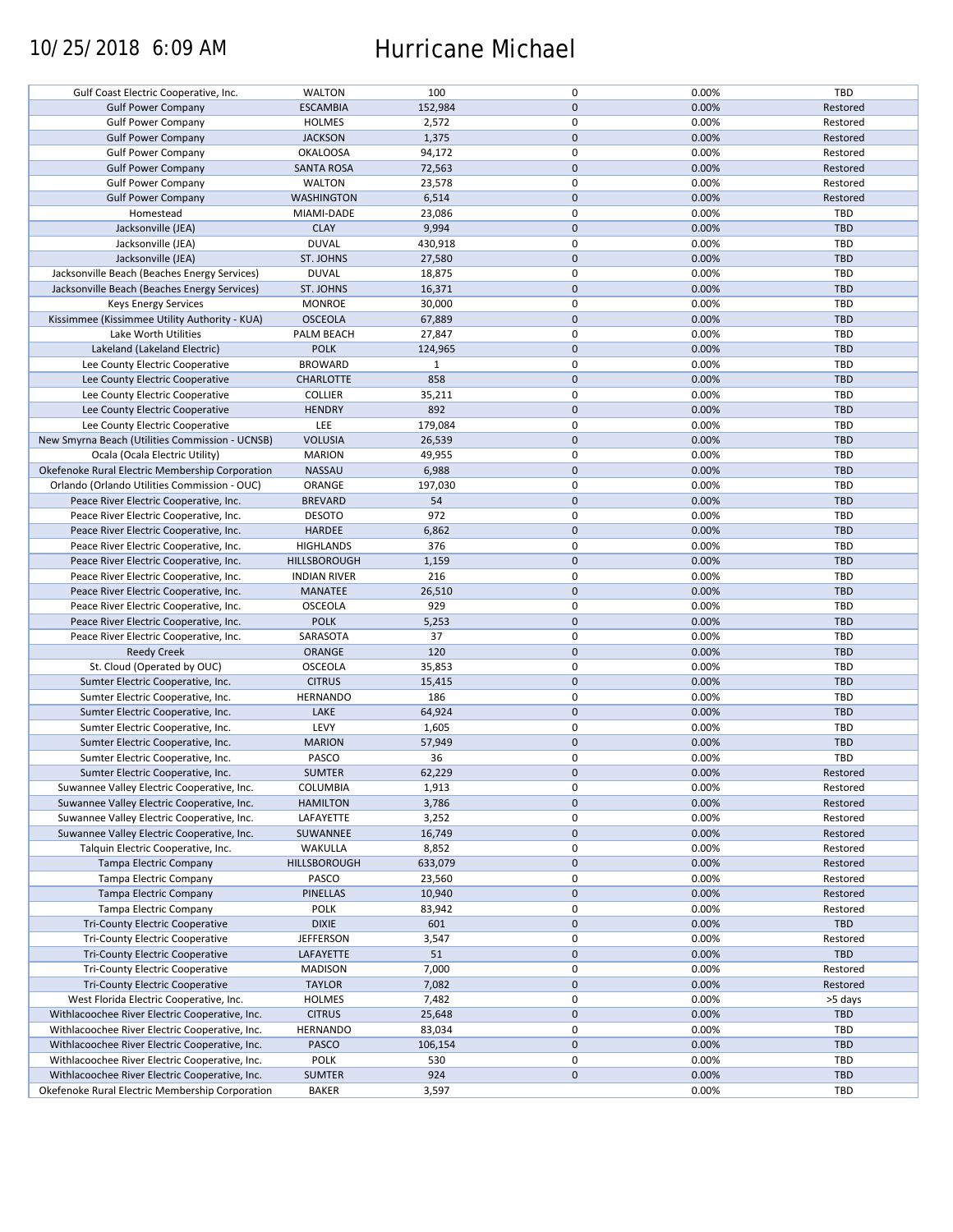| | | | | | |
|---|---|---|---|---|---|
| Gulf Coast Electric Cooperative, Inc. | WALTON | 100 | 0 | 0.00% | TBD |
| Gulf Power Company | ESCAMBIA | 152,984 | 0 | 0.00% | Restored |
| Gulf Power Company | HOLMES | 2,572 | 0 | 0.00% | Restored |
| Gulf Power Company | JACKSON | 1,375 | 0 | 0.00% | Restored |
| Gulf Power Company | OKALOOSA | 94,172 | 0 | 0.00% | Restored |
| Gulf Power Company | SANTA ROSA | 72,563 | 0 | 0.00% | Restored |
| Gulf Power Company | WALTON | 23,578 | 0 | 0.00% | Restored |
| Gulf Power Company | WASHINGTON | 6,514 | 0 | 0.00% | Restored |
| Homestead | MIAMI-DADE | 23,086 | 0 | 0.00% | TBD |
| Jacksonville (JEA) | CLAY | 9,994 | 0 | 0.00% | TBD |
| Jacksonville (JEA) | DUVAL | 430,918 | 0 | 0.00% | TBD |
| Jacksonville (JEA) | ST. JOHNS | 27,580 | 0 | 0.00% | TBD |
| Jacksonville Beach (Beaches Energy Services) | DUVAL | 18,875 | 0 | 0.00% | TBD |
| Jacksonville Beach (Beaches Energy Services) | ST. JOHNS | 16,371 | 0 | 0.00% | TBD |
| Keys Energy Services | MONROE | 30,000 | 0 | 0.00% | TBD |
| Kissimmee (Kissimmee Utility Authority - KUA) | OSCEOLA | 67,889 | 0 | 0.00% | TBD |
| Lake Worth Utilities | PALM BEACH | 27,847 | 0 | 0.00% | TBD |
| Lakeland (Lakeland Electric) | POLK | 124,965 | 0 | 0.00% | TBD |
| Lee County Electric Cooperative | BROWARD | 1 | 0 | 0.00% | TBD |
| Lee County Electric Cooperative | CHARLOTTE | 858 | 0 | 0.00% | TBD |
| Lee County Electric Cooperative | COLLIER | 35,211 | 0 | 0.00% | TBD |
| Lee County Electric Cooperative | HENDRY | 892 | 0 | 0.00% | TBD |
| Lee County Electric Cooperative | LEE | 179,084 | 0 | 0.00% | TBD |
| New Smyrna Beach (Utilities Commission - UCNSB) | VOLUSIA | 26,539 | 0 | 0.00% | TBD |
| Ocala (Ocala Electric Utility) | MARION | 49,955 | 0 | 0.00% | TBD |
| Okefenoke Rural Electric Membership Corporation | NASSAU | 6,988 | 0 | 0.00% | TBD |
| Orlando (Orlando Utilities Commission - OUC) | ORANGE | 197,030 | 0 | 0.00% | TBD |
| Peace River Electric Cooperative, Inc. | BREVARD | 54 | 0 | 0.00% | TBD |
| Peace River Electric Cooperative, Inc. | DESOTO | 972 | 0 | 0.00% | TBD |
| Peace River Electric Cooperative, Inc. | HARDEE | 6,862 | 0 | 0.00% | TBD |
| Peace River Electric Cooperative, Inc. | HIGHLANDS | 376 | 0 | 0.00% | TBD |
| Peace River Electric Cooperative, Inc. | HILLSBOROUGH | 1,159 | 0 | 0.00% | TBD |
| Peace River Electric Cooperative, Inc. | INDIAN RIVER | 216 | 0 | 0.00% | TBD |
| Peace River Electric Cooperative, Inc. | MANATEE | 26,510 | 0 | 0.00% | TBD |
| Peace River Electric Cooperative, Inc. | OSCEOLA | 929 | 0 | 0.00% | TBD |
| Peace River Electric Cooperative, Inc. | POLK | 5,253 | 0 | 0.00% | TBD |
| Peace River Electric Cooperative, Inc. | SARASOTA | 37 | 0 | 0.00% | TBD |
| Reedy Creek | ORANGE | 120 | 0 | 0.00% | TBD |
| St. Cloud (Operated by OUC) | OSCEOLA | 35,853 | 0 | 0.00% | TBD |
| Sumter Electric Cooperative, Inc. | CITRUS | 15,415 | 0 | 0.00% | TBD |
| Sumter Electric Cooperative, Inc. | HERNANDO | 186 | 0 | 0.00% | TBD |
| Sumter Electric Cooperative, Inc. | LAKE | 64,924 | 0 | 0.00% | TBD |
| Sumter Electric Cooperative, Inc. | LEVY | 1,605 | 0 | 0.00% | TBD |
| Sumter Electric Cooperative, Inc. | MARION | 57,949 | 0 | 0.00% | TBD |
| Sumter Electric Cooperative, Inc. | PASCO | 36 | 0 | 0.00% | TBD |
| Sumter Electric Cooperative, Inc. | SUMTER | 62,229 | 0 | 0.00% | Restored |
| Suwannee Valley Electric Cooperative, Inc. | COLUMBIA | 1,913 | 0 | 0.00% | Restored |
| Suwannee Valley Electric Cooperative, Inc. | HAMILTON | 3,786 | 0 | 0.00% | Restored |
| Suwannee Valley Electric Cooperative, Inc. | LAFAYETTE | 3,252 | 0 | 0.00% | Restored |
| Suwannee Valley Electric Cooperative, Inc. | SUWANNEE | 16,749 | 0 | 0.00% | Restored |
| Talquin Electric Cooperative, Inc. | WAKULLA | 8,852 | 0 | 0.00% | Restored |
| Tampa Electric Company | HILLSBOROUGH | 633,079 | 0 | 0.00% | Restored |
| Tampa Electric Company | PASCO | 23,560 | 0 | 0.00% | Restored |
| Tampa Electric Company | PINELLAS | 10,940 | 0 | 0.00% | Restored |
| Tampa Electric Company | POLK | 83,942 | 0 | 0.00% | Restored |
| Tri-County Electric Cooperative | DIXIE | 601 | 0 | 0.00% | TBD |
| Tri-County Electric Cooperative | JEFFERSON | 3,547 | 0 | 0.00% | Restored |
| Tri-County Electric Cooperative | LAFAYETTE | 51 | 0 | 0.00% | TBD |
| Tri-County Electric Cooperative | MADISON | 7,000 | 0 | 0.00% | Restored |
| Tri-County Electric Cooperative | TAYLOR | 7,082 | 0 | 0.00% | Restored |
| West Florida Electric Cooperative, Inc. | HOLMES | 7,482 | 0 | 0.00% | >5 days |
| Withlacoochee River Electric Cooperative, Inc. | CITRUS | 25,648 | 0 | 0.00% | TBD |
| Withlacoochee River Electric Cooperative, Inc. | HERNANDO | 83,034 | 0 | 0.00% | TBD |
| Withlacoochee River Electric Cooperative, Inc. | PASCO | 106,154 | 0 | 0.00% | TBD |
| Withlacoochee River Electric Cooperative, Inc. | POLK | 530 | 0 | 0.00% | TBD |
| Withlacoochee River Electric Cooperative, Inc. | SUMTER | 924 | 0 | 0.00% | TBD |
| Okefenoke Rural Electric Membership Corporation | BAKER | 3,597 | | 0.00% | TBD |